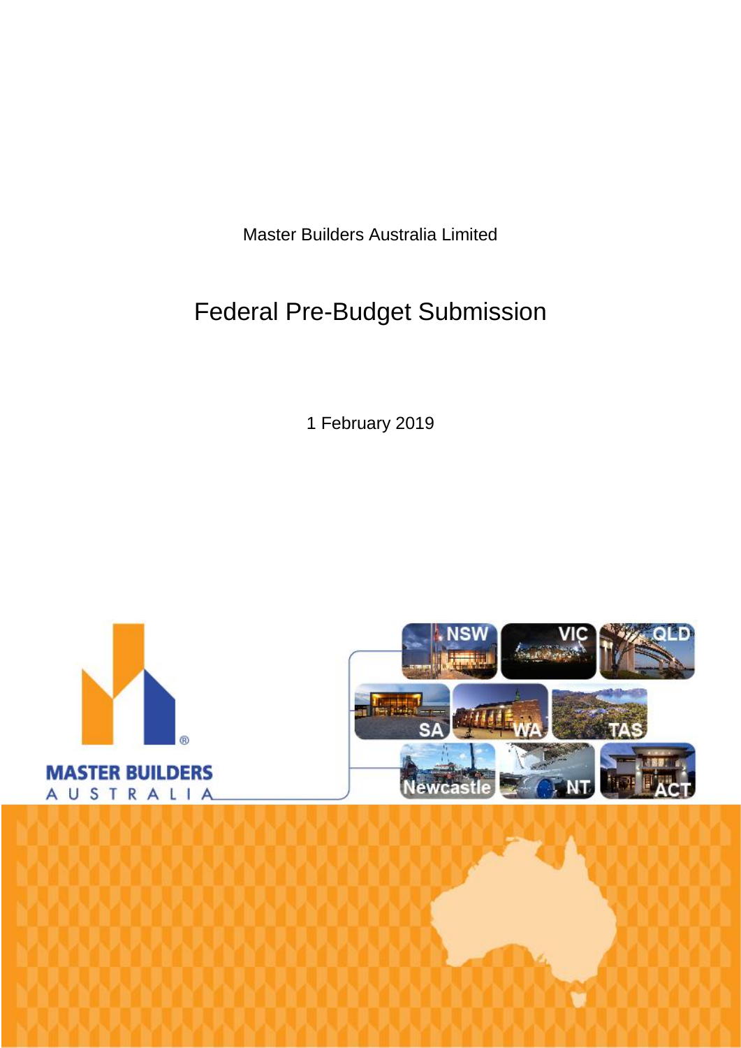Master Builders Australia Limited

# Federal Pre-Budget Submission

1 February 2019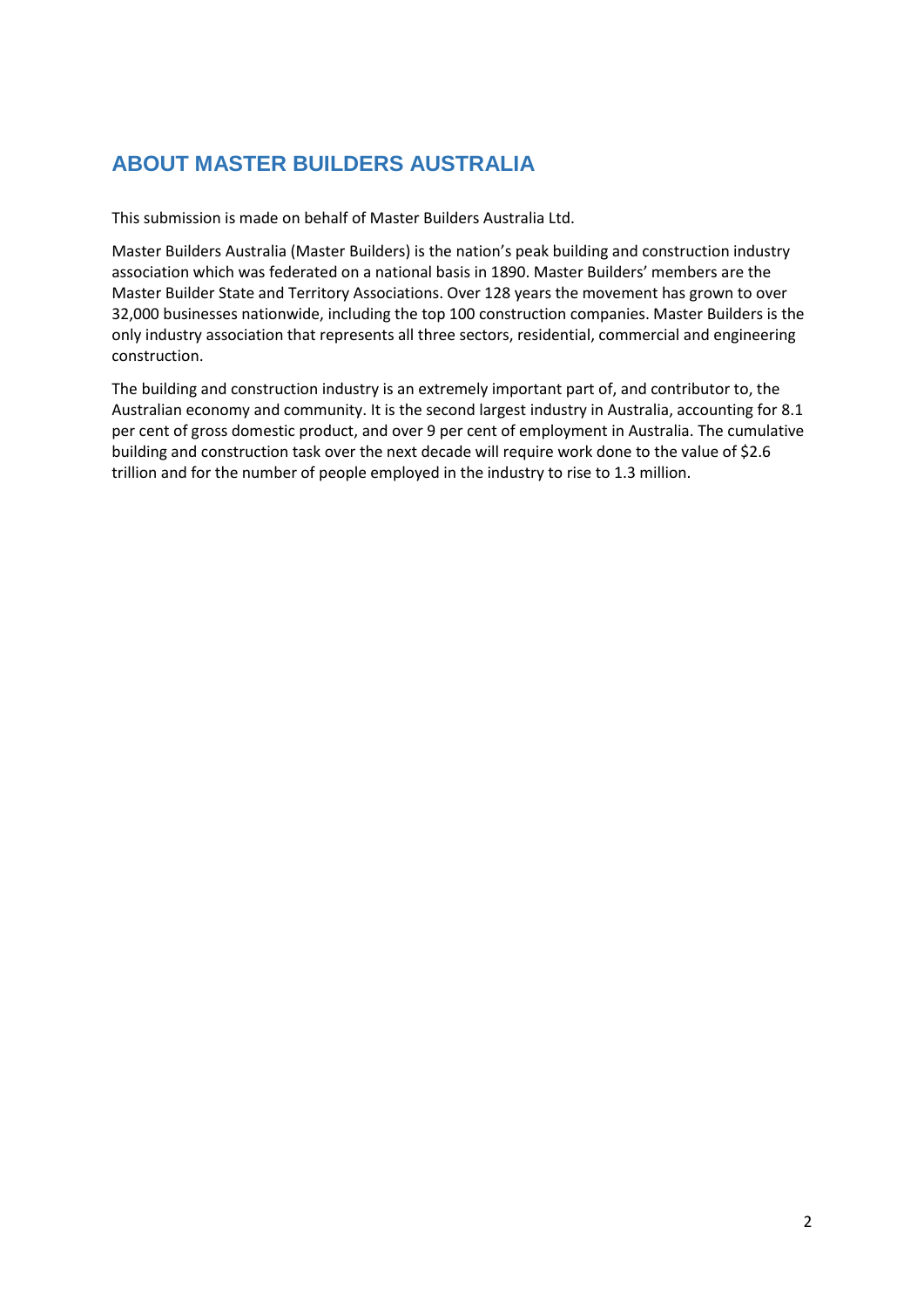# ABOUT MASTER BUILDERS AUSTRALIA

This submission is made on behalf of Master Builders Australia Ltd.

Master Builders Australia (Master Builders) is the nation's peak building and construction industry association which was federated on a national basis in 1890. Master Builders' members are the Master Builder State and Territory Associations. Over 128 years the movement has grown to over 32,000 businesses nationwide, including the top 100 construction companies. Master Builders is the only industry association that represents all three sectors, residential, commercial and engineering construction.

The building and construction industry is an extremely important part of, and contributor to, the Australian economy and community. It is the second largest industry in Australia, accounting for 8.1 per cent of gross domestic product, and over 9 per cent of employment in Australia. The cumulative building and construction task over the next decade will require work done to the value of $2.6 trillion and for the number of people employed in the industry to rise to 1.3 million.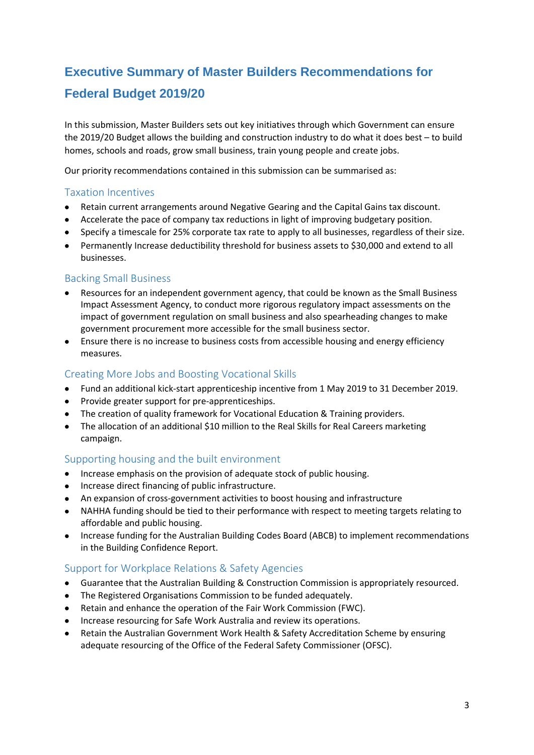# Executive Summary of Master Builders Recommendations for Federal Budget 2019/20

In this submission, Master Builders sets out key initiatives through which Government can ensure the 2019/20 Budget allows the building and construction industry to do what it does best – to build homes, schools and roads, grow small business, train young people and create jobs.

Our priority recommendations contained in this submission can be summarised as:

## Taxation Incentives

- Retain current arrangements around Negative Gearing and the Capital Gains tax discount.
- Accelerate the pace of company tax reductions in light of improving budgetary position.
- Specify a timescale for 25% corporate tax rate to apply to all businesses, regardless of their size.
- Permanently Increase deductibility threshold for business assets to $30,000 and extend to all businesses.

## Backing Small Business

- Resources for an independent government agency, that could be known as the Small Business Impact Assessment Agency, to conduct more rigorous regulatory impact assessments on the impact of government regulation on small business and also spearheading changes to make government procurement more accessible for the small business sector.
- Ensure there is no increase to business costs from accessible housing and energy efficiency measures.

## Creating More Jobs and Boosting Vocational Skills

- Fund an additional kick-start apprenticeship incentive from 1 May 2019 to 31 December 2019.
- Provide greater support for pre-apprenticeships.
- The creation of quality framework for Vocational Education & Training providers.
- The allocation of an additional $10 million to the Real Skills for Real Careers marketing campaign.

## Supporting housing and the built environment

- Increase emphasis on the provision of adequate stock of public housing.
- Increase direct financing of public infrastructure.
- An expansion of cross-government activities to boost housing and infrastructure
- NAHHA funding should be tied to their performance with respect to meeting targets relating to affordable and public housing.
- Increase funding for the Australian Building Codes Board (ABCB) to implement recommendations in the Building Confidence Report.

## Support for Workplace Relations & Safety Agencies

- Guarantee that the Australian Building & Construction Commission is appropriately resourced.
- The Registered Organisations Commission to be funded adequately.
- Retain and enhance the operation of the Fair Work Commission (FWC).
- Increase resourcing for Safe Work Australia and review its operations.
- Retain the Australian Government Work Health & Safety Accreditation Scheme by ensuring adequate resourcing of the Office of the Federal Safety Commissioner (OFSC).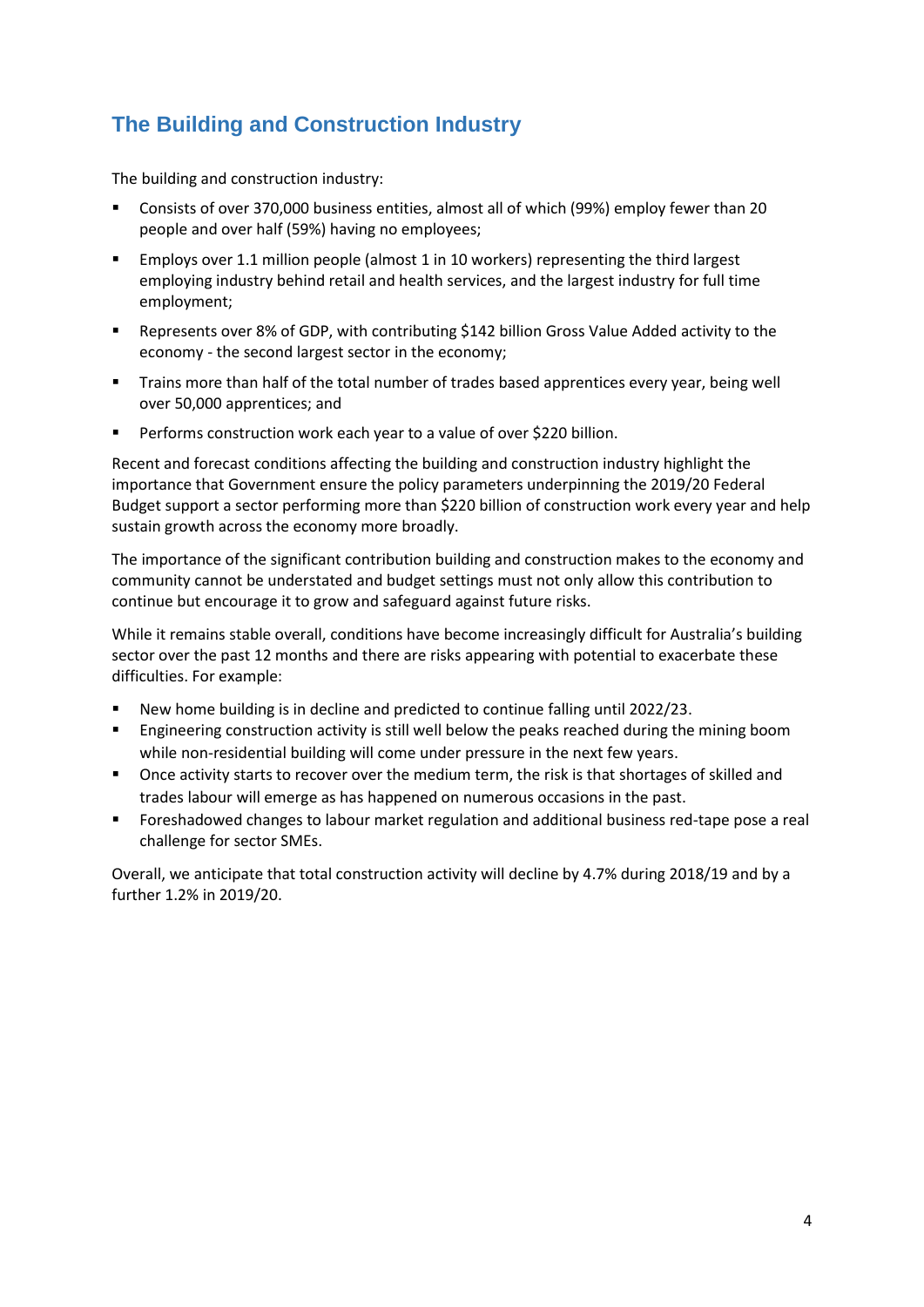## The Building and Construction Industry

The building and construction industry:

- Consists of over 370,000 business entities, almost all of which (99%) employ fewer than 20 people and over half (59%) having no employees;
- Employs over 1.1 million people (almost 1 in 10 workers) representing the third largest employing industry behind retail and health services, and the largest industry for full time employment;
- Represents over 8% of GDP, with contributing $142 billion Gross Value Added activity to the economy - the second largest sector in the economy;
- Trains more than half of the total number of trades based apprentices every year, being well over 50,000 apprentices; and
- Performs construction work each year to a value of over $220 billion.

Recent and forecast conditions affecting the building and construction industry highlight the importance that Government ensure the policy parameters underpinning the 2019/20 Federal Budget support a sector performing more than $220 billion of construction work every year and help sustain growth across the economy more broadly.

The importance of the significant contribution building and construction makes to the economy and community cannot be understated and budget settings must not only allow this contribution to continue but encourage it to grow and safeguard against future risks.

While it remains stable overall, conditions have become increasingly difficult for Australia's building sector over the past 12 months and there are risks appearing with potential to exacerbate these difficulties. For example:

- New home building is in decline and predicted to continue falling until 2022/23.
- Engineering construction activity is still well below the peaks reached during the mining boom while non-residential building will come under pressure in the next few years.
- Once activity starts to recover over the medium term, the risk is that shortages of skilled and trades labour will emerge as has happened on numerous occasions in the past.
- Foreshadowed changes to labour market regulation and additional business red-tape pose a real challenge for sector SMEs.

Overall, we anticipate that total construction activity will decline by 4.7% during 2018/19 and by a further 1.2% in 2019/20.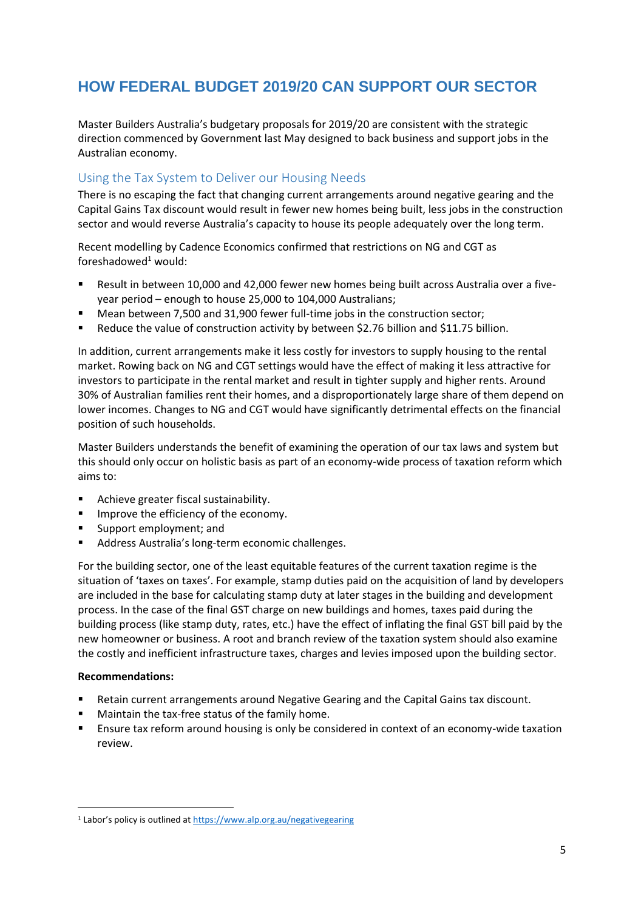# HOW FEDERAL BUDGET 2019/20 CAN SUPPORT OUR SECTOR

Master Builders Australia's budgetary proposals for 2019/20 are consistent with the strategic direction commenced by Government last May designed to back business and support jobs in the Australian economy.

## Using the Tax System to Deliver our Housing Needs

There is no escaping the fact that changing current arrangements around negative gearing and the Capital Gains Tax discount would result in fewer new homes being built, less jobs in the construction sector and would reverse Australia's capacity to house its people adequately over the long term.

Recent modelling by Cadence Economics confirmed that restrictions on NG and CGT as foreshadowed[1] would:

- Result in between 10,000 and 42,000 fewer new homes being built across Australia over a five-year period – enough to house 25,000 to 104,000 Australians;
- Mean between 7,500 and 31,900 fewer full-time jobs in the construction sector;
- Reduce the value of construction activity by between $2.76 billion and $11.75 billion.

In addition, current arrangements make it less costly for investors to supply housing to the rental market. Rowing back on NG and CGT settings would have the effect of making it less attractive for investors to participate in the rental market and result in tighter supply and higher rents. Around 30% of Australian families rent their homes, and a disproportionately large share of them depend on lower incomes. Changes to NG and CGT would have significantly detrimental effects on the financial position of such households.

Master Builders understands the benefit of examining the operation of our tax laws and system but this should only occur on holistic basis as part of an economy-wide process of taxation reform which aims to:

- Achieve greater fiscal sustainability.
- Improve the efficiency of the economy.
- Support employment; and
- Address Australia's long-term economic challenges.

For the building sector, one of the least equitable features of the current taxation regime is the situation of 'taxes on taxes'. For example, stamp duties paid on the acquisition of land by developers are included in the base for calculating stamp duty at later stages in the building and development process. In the case of the final GST charge on new buildings and homes, taxes paid during the building process (like stamp duty, rates, etc.) have the effect of inflating the final GST bill paid by the new homeowner or business. A root and branch review of the taxation system should also examine the costly and inefficient infrastructure taxes, charges and levies imposed upon the building sector.

**Recommendations:**

- Retain current arrangements around Negative Gearing and the Capital Gains tax discount.
- Maintain the tax-free status of the family home.
- Ensure tax reform around housing is only be considered in context of an economy-wide taxation review.

[1] Labor's policy is outlined at https://www.alp.org.au/negativegearing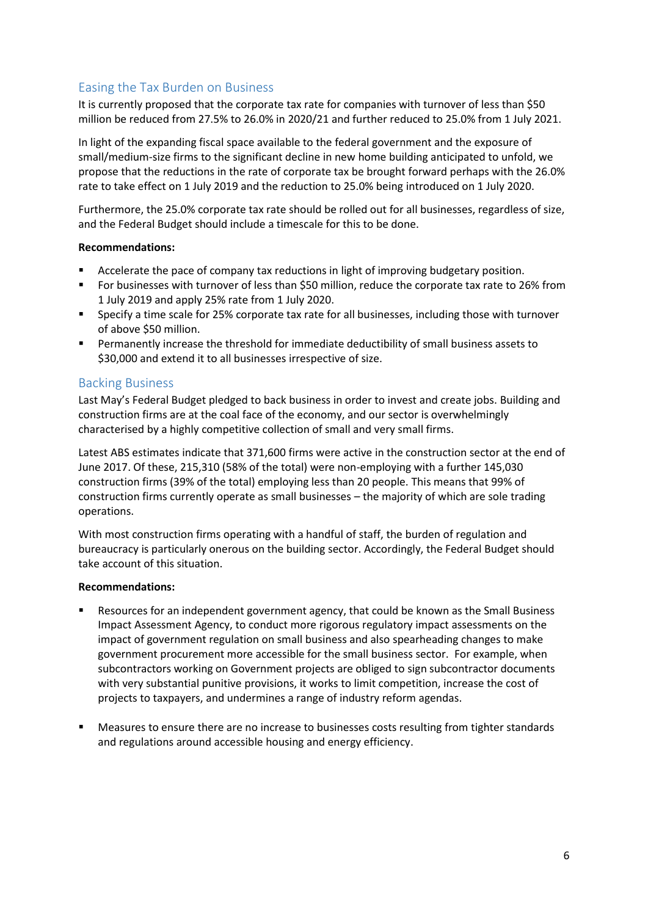## Easing the Tax Burden on Business

It is currently proposed that the corporate tax rate for companies with turnover of less than $50 million be reduced from 27.5% to 26.0% in 2020/21 and further reduced to 25.0% from 1 July 2021.

In light of the expanding fiscal space available to the federal government and the exposure of small/medium-size firms to the significant decline in new home building anticipated to unfold, we propose that the reductions in the rate of corporate tax be brought forward perhaps with the 26.0% rate to take effect on 1 July 2019 and the reduction to 25.0% being introduced on 1 July 2020.

Furthermore, the 25.0% corporate tax rate should be rolled out for all businesses, regardless of size, and the Federal Budget should include a timescale for this to be done.

**Recommendations:**

- Accelerate the pace of company tax reductions in light of improving budgetary position.
- For businesses with turnover of less than $50 million, reduce the corporate tax rate to 26% from 1 July 2019 and apply 25% rate from 1 July 2020.
- Specify a time scale for 25% corporate tax rate for all businesses, including those with turnover of above $50 million.
- Permanently increase the threshold for immediate deductibility of small business assets to $30,000 and extend it to all businesses irrespective of size.

## Backing Business

Last May's Federal Budget pledged to back business in order to invest and create jobs. Building and construction firms are at the coal face of the economy, and our sector is overwhelmingly characterised by a highly competitive collection of small and very small firms.

Latest ABS estimates indicate that 371,600 firms were active in the construction sector at the end of June 2017. Of these, 215,310 (58% of the total) were non-employing with a further 145,030 construction firms (39% of the total) employing less than 20 people. This means that 99% of construction firms currently operate as small businesses – the majority of which are sole trading operations.

With most construction firms operating with a handful of staff, the burden of regulation and bureaucracy is particularly onerous on the building sector. Accordingly, the Federal Budget should take account of this situation.

**Recommendations:**

- Resources for an independent government agency, that could be known as the Small Business Impact Assessment Agency, to conduct more rigorous regulatory impact assessments on the impact of government regulation on small business and also spearheading changes to make government procurement more accessible for the small business sector. For example, when subcontractors working on Government projects are obliged to sign subcontractor documents with very substantial punitive provisions, it works to limit competition, increase the cost of projects to taxpayers, and undermines a range of industry reform agendas.

- Measures to ensure there are no increase to businesses costs resulting from tighter standards and regulations around accessible housing and energy efficiency.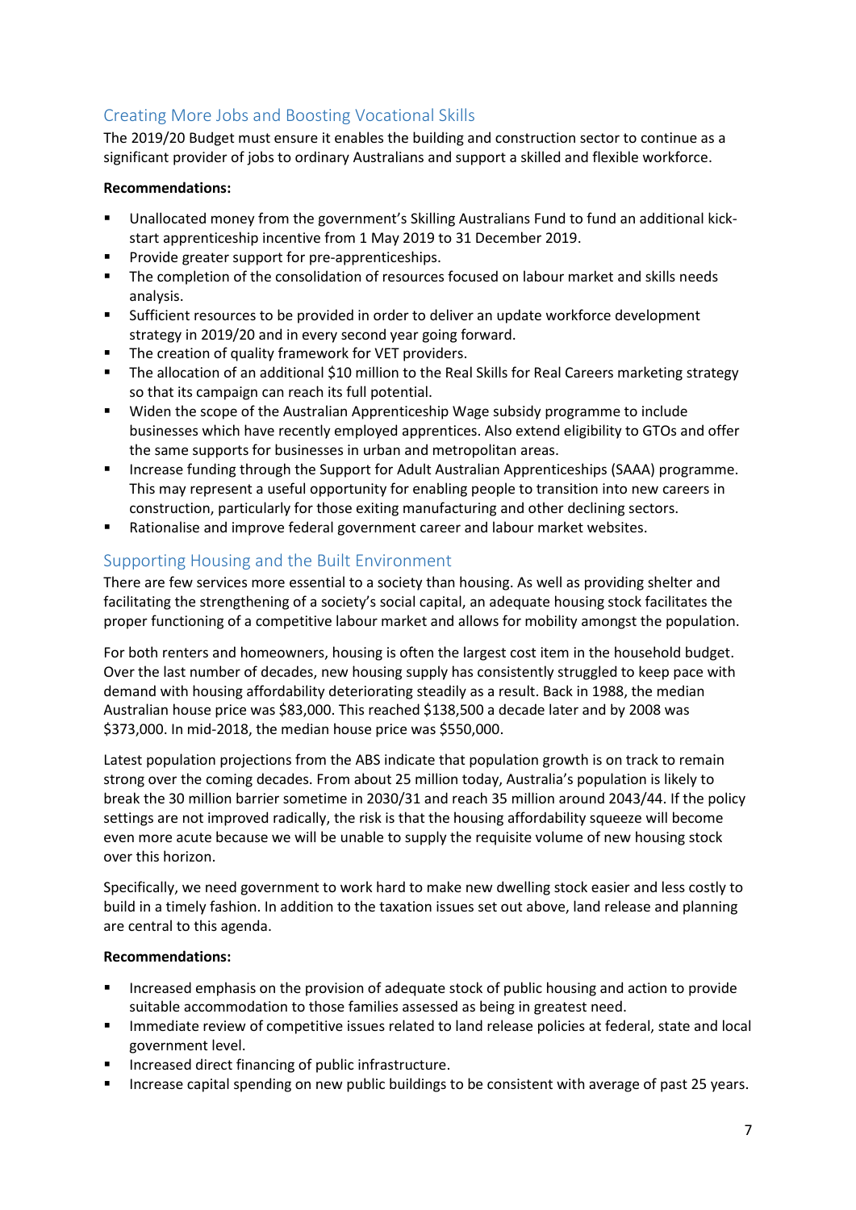## Creating More Jobs and Boosting Vocational Skills

The 2019/20 Budget must ensure it enables the building and construction sector to continue as a significant provider of jobs to ordinary Australians and support a skilled and flexible workforce.

**Recommendations:**

- Unallocated money from the government's Skilling Australians Fund to fund an additional kick-start apprenticeship incentive from 1 May 2019 to 31 December 2019.
- Provide greater support for pre-apprenticeships.
- The completion of the consolidation of resources focused on labour market and skills needs analysis.
- Sufficient resources to be provided in order to deliver an update workforce development strategy in 2019/20 and in every second year going forward.
- The creation of quality framework for VET providers.
- The allocation of an additional $10 million to the Real Skills for Real Careers marketing strategy so that its campaign can reach its full potential.
- Widen the scope of the Australian Apprenticeship Wage subsidy programme to include businesses which have recently employed apprentices. Also extend eligibility to GTOs and offer the same supports for businesses in urban and metropolitan areas.
- Increase funding through the Support for Adult Australian Apprenticeships (SAAA) programme. This may represent a useful opportunity for enabling people to transition into new careers in construction, particularly for those exiting manufacturing and other declining sectors.
- Rationalise and improve federal government career and labour market websites.

## Supporting Housing and the Built Environment

There are few services more essential to a society than housing. As well as providing shelter and facilitating the strengthening of a society's social capital, an adequate housing stock facilitates the proper functioning of a competitive labour market and allows for mobility amongst the population.

For both renters and homeowners, housing is often the largest cost item in the household budget. Over the last number of decades, new housing supply has consistently struggled to keep pace with demand with housing affordability deteriorating steadily as a result. Back in 1988, the median Australian house price was $83,000. This reached $138,500 a decade later and by 2008 was $373,000. In mid-2018, the median house price was $550,000.

Latest population projections from the ABS indicate that population growth is on track to remain strong over the coming decades. From about 25 million today, Australia's population is likely to break the 30 million barrier sometime in 2030/31 and reach 35 million around 2043/44. If the policy settings are not improved radically, the risk is that the housing affordability squeeze will become even more acute because we will be unable to supply the requisite volume of new housing stock over this horizon.

Specifically, we need government to work hard to make new dwelling stock easier and less costly to build in a timely fashion. In addition to the taxation issues set out above, land release and planning are central to this agenda.

**Recommendations:**

- Increased emphasis on the provision of adequate stock of public housing and action to provide suitable accommodation to those families assessed as being in greatest need.
- Immediate review of competitive issues related to land release policies at federal, state and local government level.
- Increased direct financing of public infrastructure.
- Increase capital spending on new public buildings to be consistent with average of past 25 years.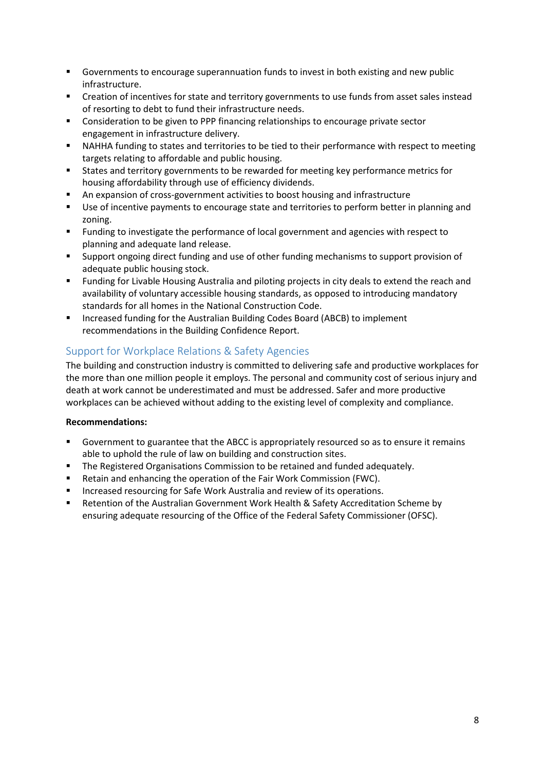- Governments to encourage superannuation funds to invest in both existing and new public infrastructure.
- Creation of incentives for state and territory governments to use funds from asset sales instead of resorting to debt to fund their infrastructure needs.
- Consideration to be given to PPP financing relationships to encourage private sector engagement in infrastructure delivery.
- NAHHA funding to states and territories to be tied to their performance with respect to meeting targets relating to affordable and public housing.
- States and territory governments to be rewarded for meeting key performance metrics for housing affordability through use of efficiency dividends.
- An expansion of cross-government activities to boost housing and infrastructure
- Use of incentive payments to encourage state and territories to perform better in planning and zoning.
- Funding to investigate the performance of local government and agencies with respect to planning and adequate land release.
- Support ongoing direct funding and use of other funding mechanisms to support provision of adequate public housing stock.
- Funding for Livable Housing Australia and piloting projects in city deals to extend the reach and availability of voluntary accessible housing standards, as opposed to introducing mandatory standards for all homes in the National Construction Code.
- Increased funding for the Australian Building Codes Board (ABCB) to implement recommendations in the Building Confidence Report.

## Support for Workplace Relations & Safety Agencies

The building and construction industry is committed to delivering safe and productive workplaces for the more than one million people it employs. The personal and community cost of serious injury and death at work cannot be underestimated and must be addressed. Safer and more productive workplaces can be achieved without adding to the existing level of complexity and compliance.

**Recommendations:**

- Government to guarantee that the ABCC is appropriately resourced so as to ensure it remains able to uphold the rule of law on building and construction sites.
- The Registered Organisations Commission to be retained and funded adequately.
- Retain and enhancing the operation of the Fair Work Commission (FWC).
- Increased resourcing for Safe Work Australia and review of its operations.
- Retention of the Australian Government Work Health & Safety Accreditation Scheme by ensuring adequate resourcing of the Office of the Federal Safety Commissioner (OFSC).